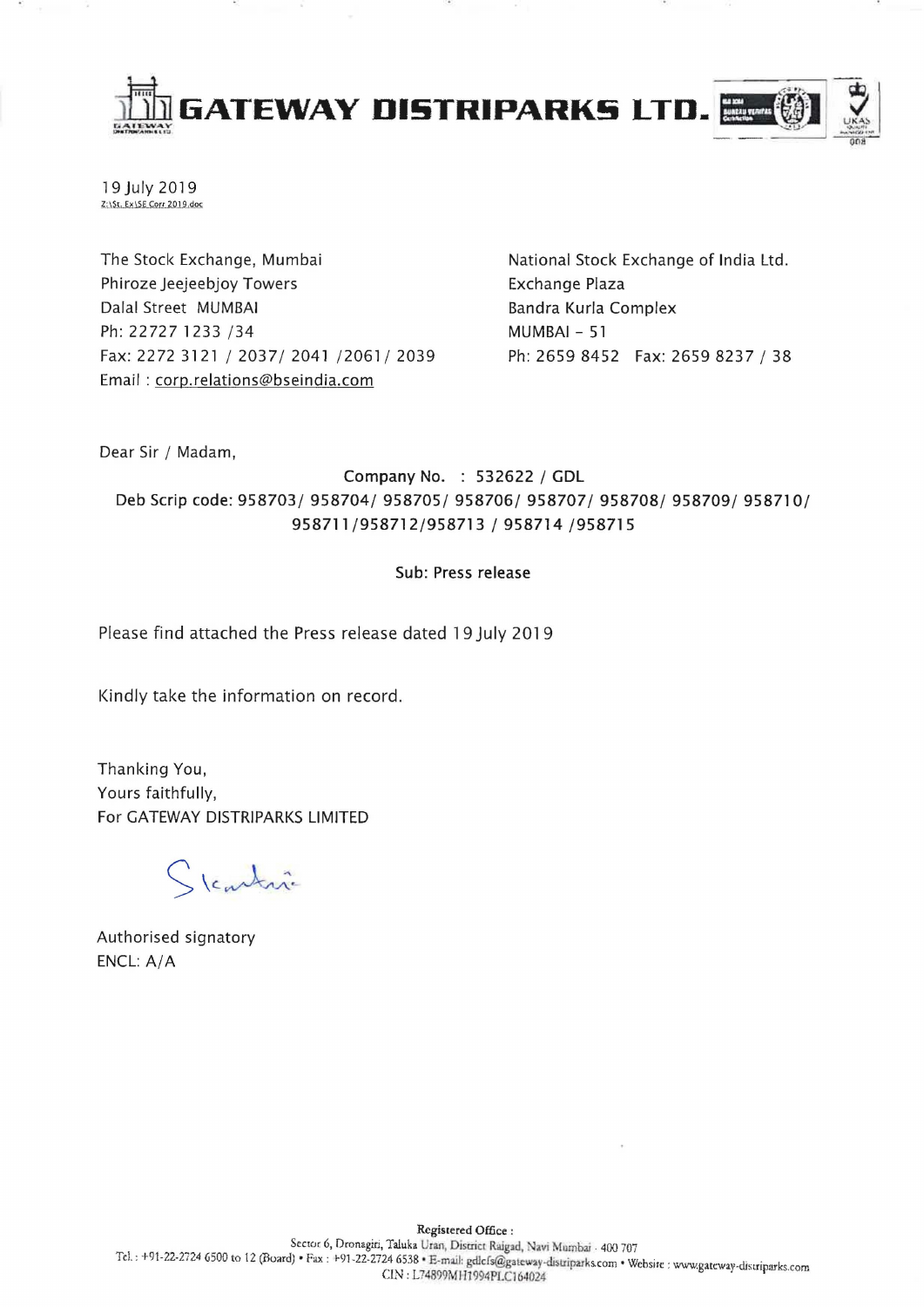# GATEWAY DISTRIPARKS LTD.

19 July 2019
Z:\St. Ex\SE Corr 2019.doc

The Stock Exchange, Mumbai
Phiroze Jeejeebjoy Towers
Dalal Street MUMBAI
Ph: 22727 1233 /34
Fax: 2272 3121 / 2037/ 2041 /2061/ 2039
Email : corp.relations@bseindia.com

National Stock Exchange of India Ltd.
Exchange Plaza
Bandra Kurla Complex
MUMBAI – 51
Ph: 2659 8452 Fax: 2659 8237 / 38

Dear Sir / Madam,

**Company No. : 532622 / GDL**
**Deb Scrip code: 958703/ 958704/ 958705/ 958706/ 958707/ 958708/ 958709/ 958710/ 958711/958712/958713 / 958714 /958715**

**Sub: Press release**

Please find attached the Press release dated 19 July 2019

Kindly take the information on record.

Thanking You,
Yours faithfully,
For GATEWAY DISTRIPARKS LIMITED

Authorised signatory
ENCL: A/A

**Registered Office :**
Sector 6, Dronagiri, Taluka Uran, District Raigad, Navi Mumbai - 400 707
Tel. : +91-22-2724 6500 to 12 (Board) • Fax : +91-22-2724 6538 • E-mail: gdlcfs@gateway-distriparks.com • Website : www.gateway-distriparks.com
CIN : L74899MH1994PLC164024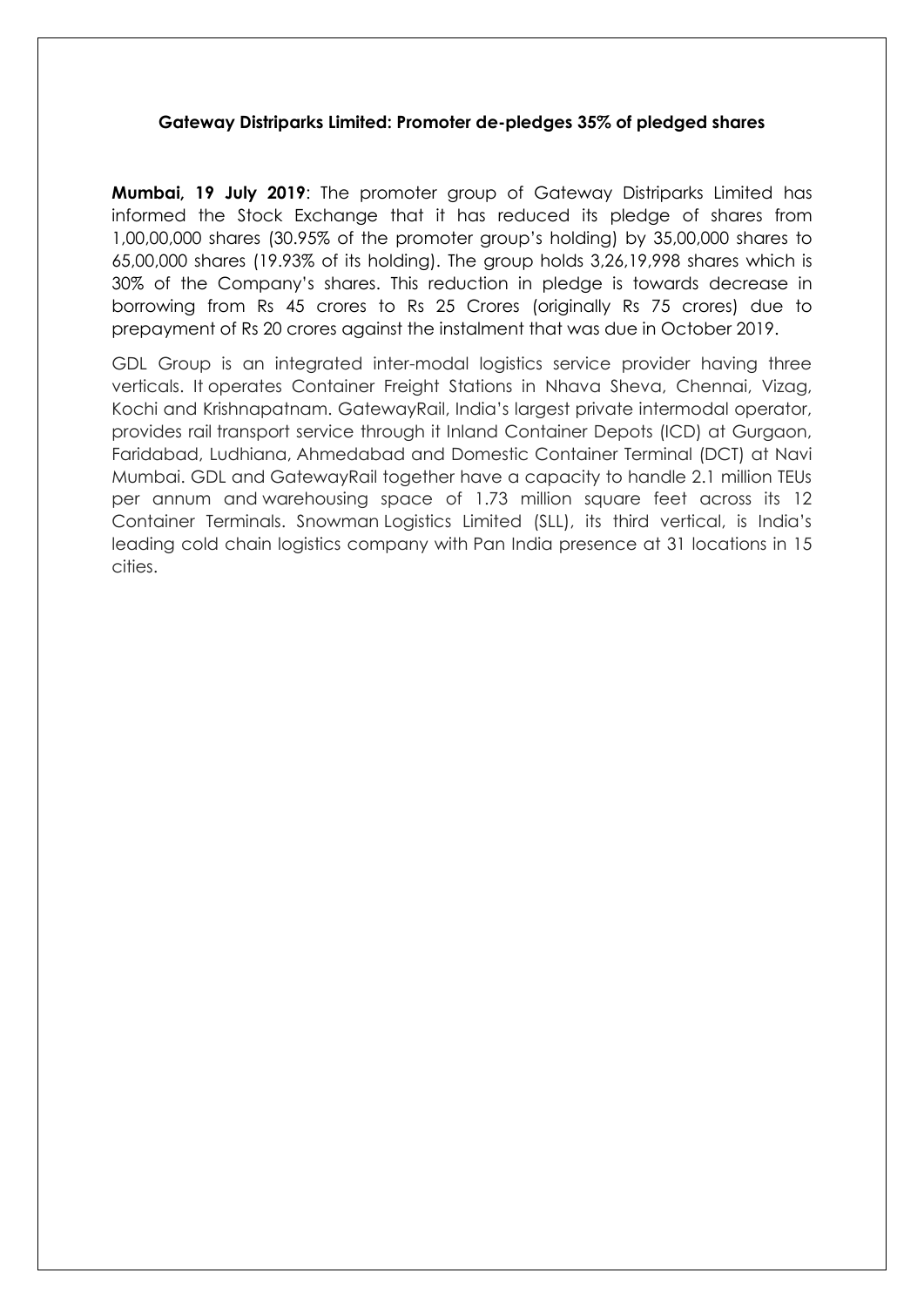**Gateway Distriparks Limited: Promoter de-pledges 35% of pledged shares**

**Mumbai, 19 July 2019**: The promoter group of Gateway Distriparks Limited has informed the Stock Exchange that it has reduced its pledge of shares from 1,00,00,000 shares (30.95% of the promoter group's holding) by 35,00,000 shares to 65,00,000 shares (19.93% of its holding). The group holds 3,26,19,998 shares which is 30% of the Company's shares. This reduction in pledge is towards decrease in borrowing from Rs 45 crores to Rs 25 Crores (originally Rs 75 crores) due to prepayment of Rs 20 crores against the instalment that was due in October 2019.

GDL Group is an integrated inter-modal logistics service provider having three verticals. It operates Container Freight Stations in Nhava Sheva, Chennai, Vizag, Kochi and Krishnapatnam. GatewayRail, India's largest private intermodal operator, provides rail transport service through it Inland Container Depots (ICD) at Gurgaon, Faridabad, Ludhiana, Ahmedabad and Domestic Container Terminal (DCT) at Navi Mumbai. GDL and GatewayRail together have a capacity to handle 2.1 million TEUs per annum and warehousing space of 1.73 million square feet across its 12 Container Terminals. Snowman Logistics Limited (SLL), its third vertical, is India's leading cold chain logistics company with Pan India presence at 31 locations in 15 cities.